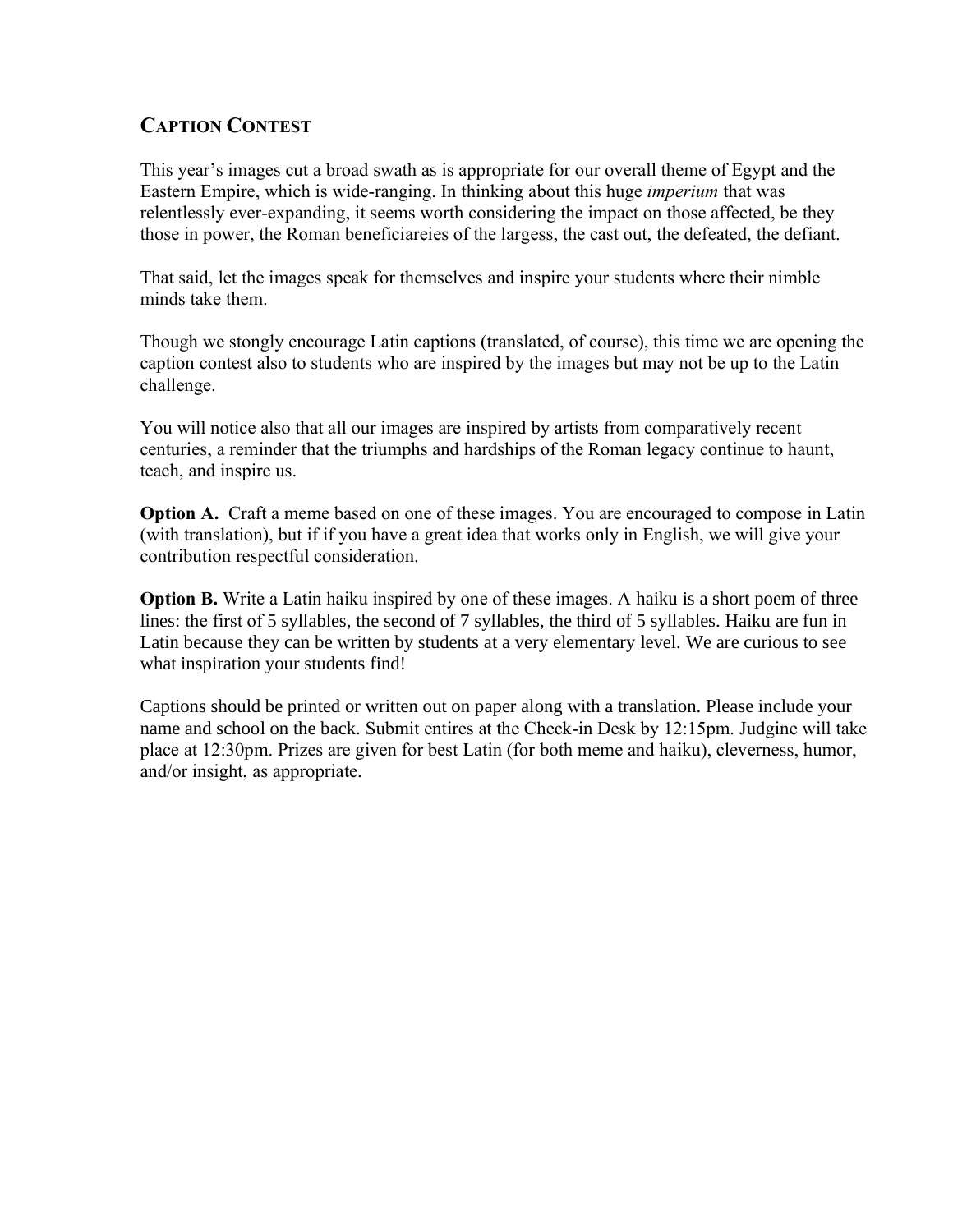## CAPTION CONTEST

This year's images cut a broad swath as is appropriate for our overall theme of Egypt and the Eastern Empire, which is wide-ranging. In thinking about this huge *imperium* that was relentlessly ever-expanding, it seems worth considering the impact on those affected, be they those in power, the Roman beneficiareies of the largess, the cast out, the defeated, the defiant.

That said, let the images speak for themselves and inspire your students where their nimble minds take them.

Though we stongly encourage Latin captions (translated, of course), this time we are opening the caption contest also to students who are inspired by the images but may not be up to the Latin challenge.

You will notice also that all our images are inspired by artists from comparatively recent centuries, a reminder that the triumphs and hardships of the Roman legacy continue to haunt, teach, and inspire us.

**Option A.** Craft a meme based on one of these images. You are encouraged to compose in Latin (with translation), but if if you have a great idea that works only in English, we will give your contribution respectful consideration.

**Option B.** Write a Latin haiku inspired by one of these images. A haiku is a short poem of three lines: the first of 5 syllables, the second of 7 syllables, the third of 5 syllables. Haiku are fun in Latin because they can be written by students at a very elementary level. We are curious to see what inspiration your students find!

Captions should be printed or written out on paper along with a translation. Please include your name and school on the back. Submit entires at the Check-in Desk by 12:15pm. Judgine will take place at 12:30pm. Prizes are given for best Latin (for both meme and haiku), cleverness, humor, and/or insight, as appropriate.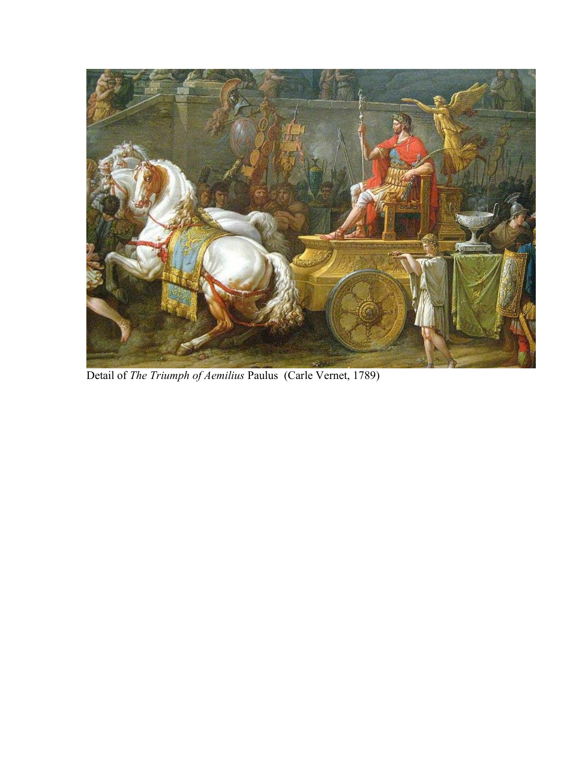Detail of *The Triumph of Aemilius* Paulus (Carle Vernet, 1789)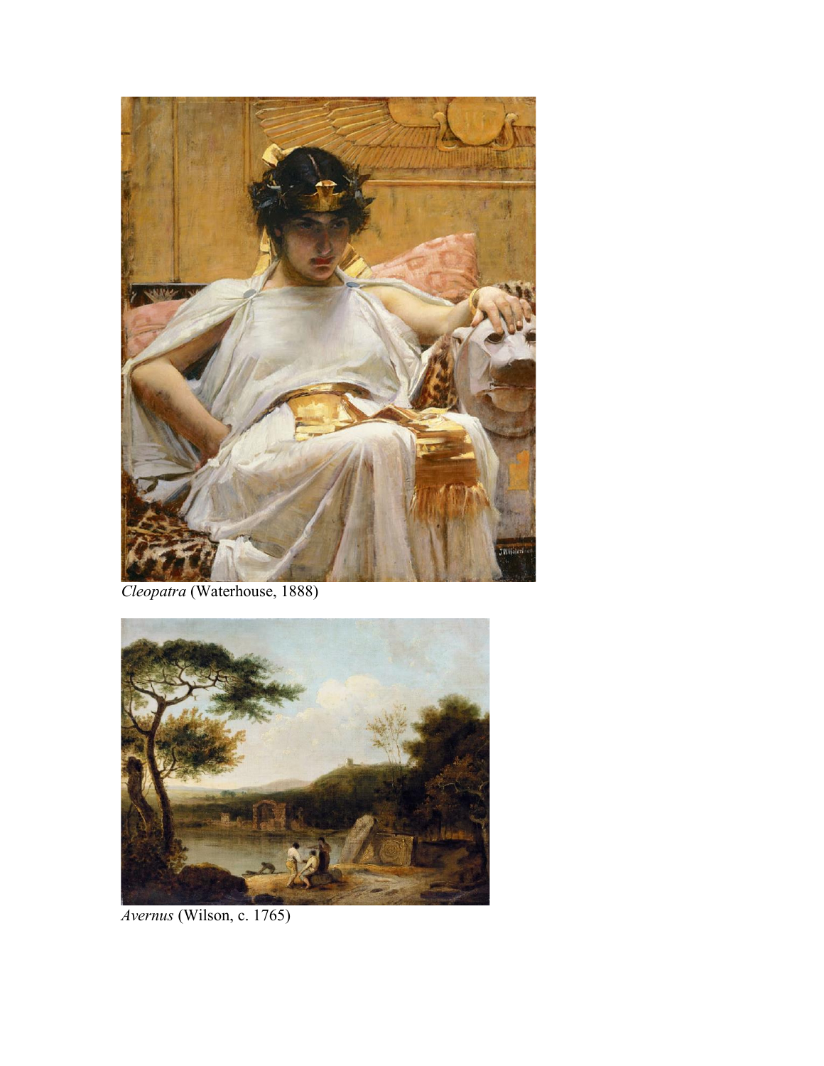*Cleopatra* (Waterhouse, 1888)

*Avernus* (Wilson, c. 1765)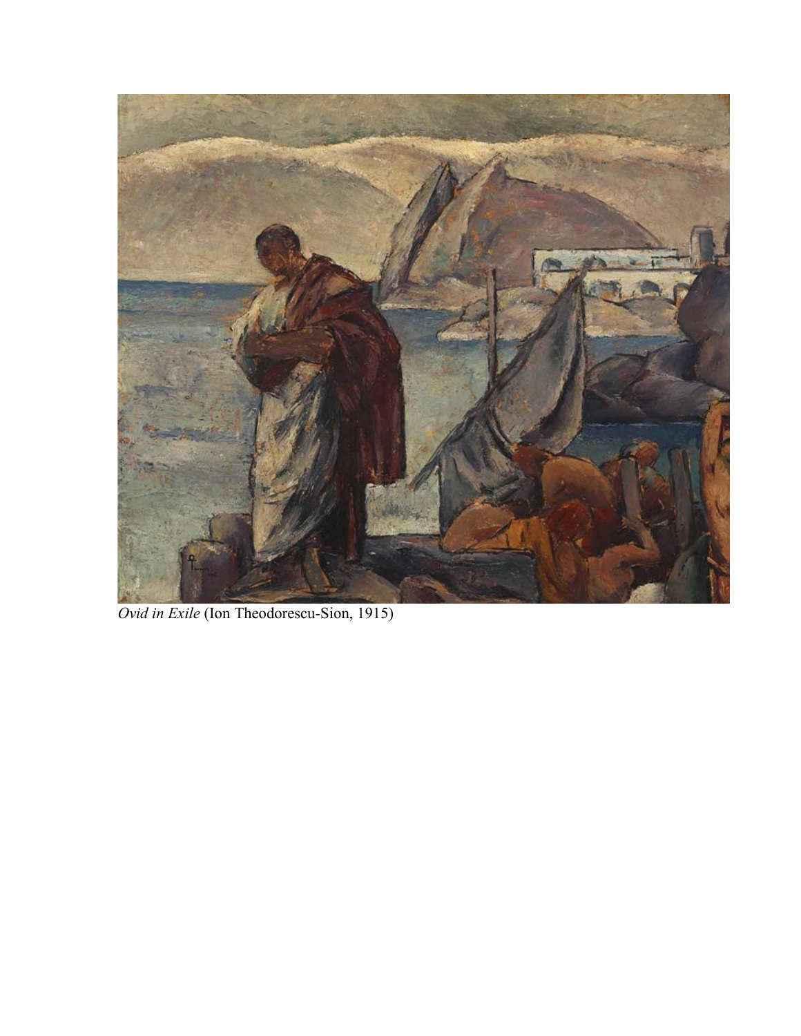*Ovid in Exile* (Ion Theodorescu-Sion, 1915)